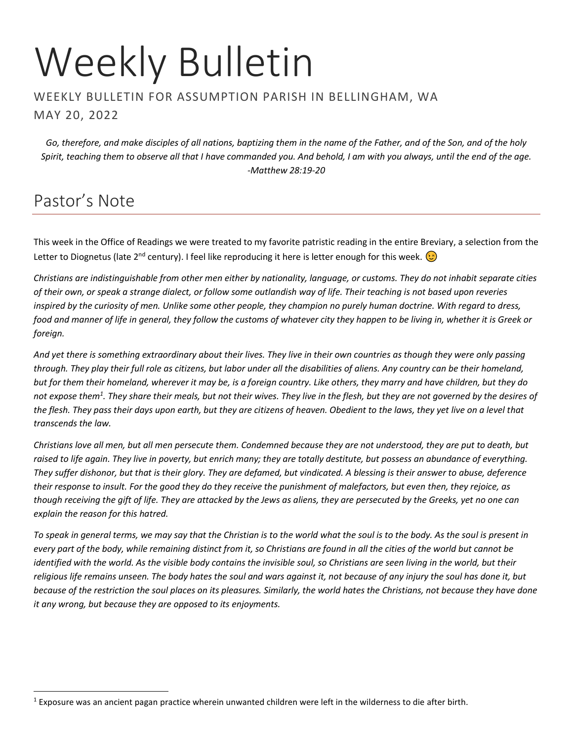# Weekly Bulletin

WEEKLY BULLETIN FOR ASSUMPTION PARISH IN BELLINGHAM, WA

MAY 20, 2022

*Go, therefore, and make disciples of all nations, baptizing them in the name of the Father, and of the Son, and of the holy Spirit, teaching them to observe all that I have commanded you. And behold, I am with you always, until the end of the age. -Matthew 28:19-20*

## Pastor's Note

This week in the Office of Readings we were treated to my favorite patristic reading in the entire Breviary, a selection from the Letter to Diognetus (late 2nd century). I feel like reproducing it here is letter enough for this week. 😉

*Christians are indistinguishable from other men either by nationality, language, or customs. They do not inhabit separate cities of their own, or speak a strange dialect, or follow some outlandish way of life. Their teaching is not based upon reveries inspired by the curiosity of men. Unlike some other people, they champion no purely human doctrine. With regard to dress, food and manner of life in general, they follow the customs of whatever city they happen to be living in, whether it is Greek or foreign.*

*And yet there is something extraordinary about their lives. They live in their own countries as though they were only passing through. They play their full role as citizens, but labor under all the disabilities of aliens. Any country can be their homeland, but for them their homeland, wherever it may be, is a foreign country. Like others, they marry and have children, but they do not expose them[1]. They share their meals, but not their wives. They live in the flesh, but they are not governed by the desires of the flesh. They pass their days upon earth, but they are citizens of heaven. Obedient to the laws, they yet live on a level that transcends the law.*

*Christians love all men, but all men persecute them. Condemned because they are not understood, they are put to death, but raised to life again. They live in poverty, but enrich many; they are totally destitute, but possess an abundance of everything. They suffer dishonor, but that is their glory. They are defamed, but vindicated. A blessing is their answer to abuse, deference their response to insult. For the good they do they receive the punishment of malefactors, but even then, they rejoice, as though receiving the gift of life. They are attacked by the Jews as aliens, they are persecuted by the Greeks, yet no one can explain the reason for this hatred.*

*To speak in general terms, we may say that the Christian is to the world what the soul is to the body. As the soul is present in every part of the body, while remaining distinct from it, so Christians are found in all the cities of the world but cannot be identified with the world. As the visible body contains the invisible soul, so Christians are seen living in the world, but their religious life remains unseen. The body hates the soul and wars against it, not because of any injury the soul has done it, but because of the restriction the soul places on its pleasures. Similarly, the world hates the Christians, not because they have done it any wrong, but because they are opposed to its enjoyments.*

---

[1] Exposure was an ancient pagan practice wherein unwanted children were left in the wilderness to die after birth.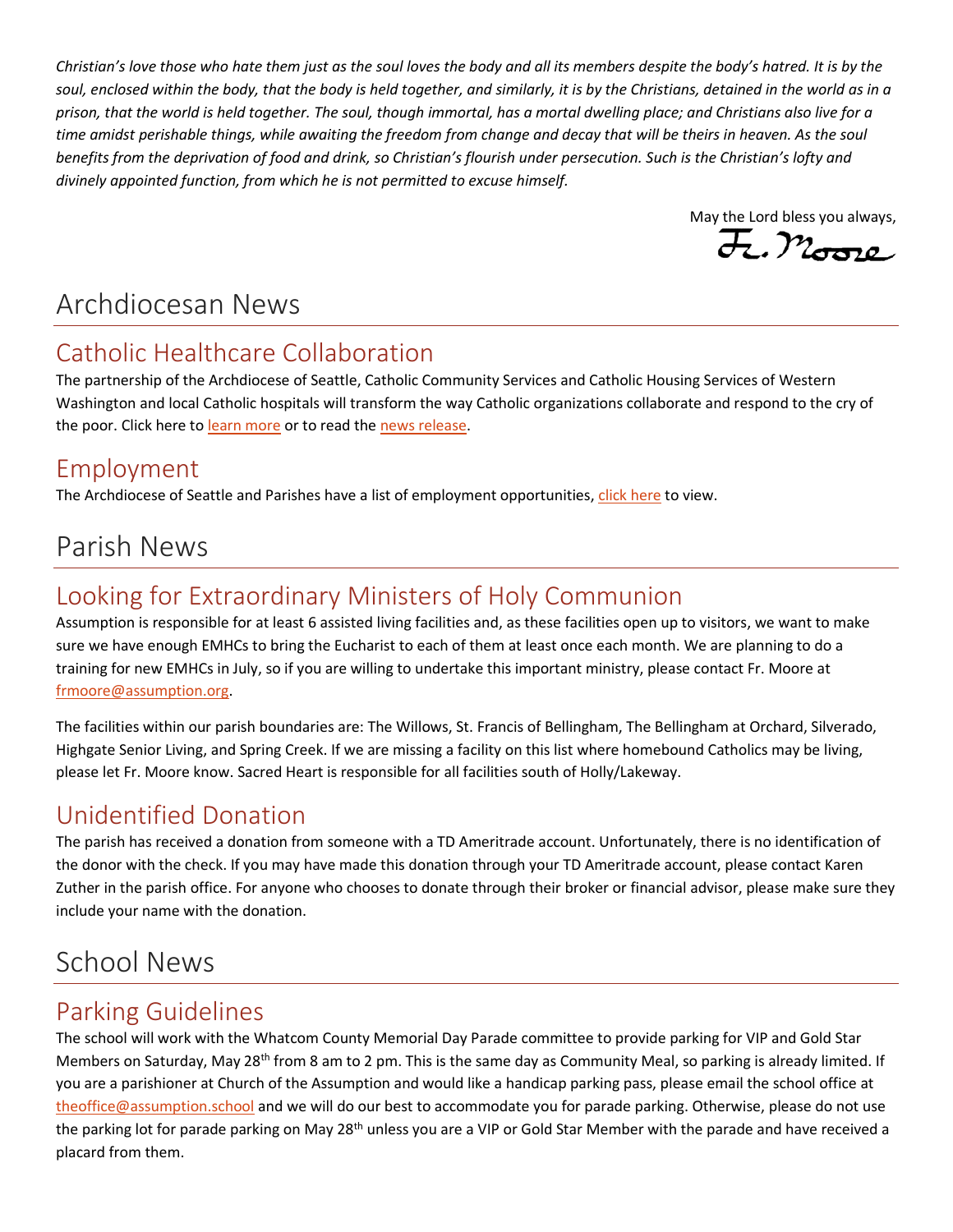*Christian's love those who hate them just as the soul loves the body and all its members despite the body's hatred. It is by the soul, enclosed within the body, that the body is held together, and similarly, it is by the Christians, detained in the world as in a prison, that the world is held together. The soul, though immortal, has a mortal dwelling place; and Christians also live for a time amidst perishable things, while awaiting the freedom from change and decay that will be theirs in heaven. As the soul benefits from the deprivation of food and drink, so Christian's flourish under persecution. Such is the Christian's lofty and divinely appointed function, from which he is not permitted to excuse himself.*

May the Lord bless you always,
Fr. Moore

# Archdiocesan News

## Catholic Healthcare Collaboration

The partnership of the Archdiocese of Seattle, Catholic Community Services and Catholic Housing Services of Western Washington and local Catholic hospitals will transform the way Catholic organizations collaborate and respond to the cry of the poor. Click here to learn more or to read the news release.

## Employment

The Archdiocese of Seattle and Parishes have a list of employment opportunities, click here to view.

# Parish News

## Looking for Extraordinary Ministers of Holy Communion

Assumption is responsible for at least 6 assisted living facilities and, as these facilities open up to visitors, we want to make sure we have enough EMHCs to bring the Eucharist to each of them at least once each month. We are planning to do a training for new EMHCs in July, so if you are willing to undertake this important ministry, please contact Fr. Moore at frmoore@assumption.org.

The facilities within our parish boundaries are: The Willows, St. Francis of Bellingham, The Bellingham at Orchard, Silverado, Highgate Senior Living, and Spring Creek. If we are missing a facility on this list where homebound Catholics may be living, please let Fr. Moore know. Sacred Heart is responsible for all facilities south of Holly/Lakeway.

## Unidentified Donation

The parish has received a donation from someone with a TD Ameritrade account. Unfortunately, there is no identification of the donor with the check. If you may have made this donation through your TD Ameritrade account, please contact Karen Zuther in the parish office. For anyone who chooses to donate through their broker or financial advisor, please make sure they include your name with the donation.

# School News

## Parking Guidelines

The school will work with the Whatcom County Memorial Day Parade committee to provide parking for VIP and Gold Star Members on Saturday, May 28th from 8 am to 2 pm. This is the same day as Community Meal, so parking is already limited. If you are a parishioner at Church of the Assumption and would like a handicap parking pass, please email the school office at theoffice@assumption.school and we will do our best to accommodate you for parade parking. Otherwise, please do not use the parking lot for parade parking on May 28th unless you are a VIP or Gold Star Member with the parade and have received a placard from them.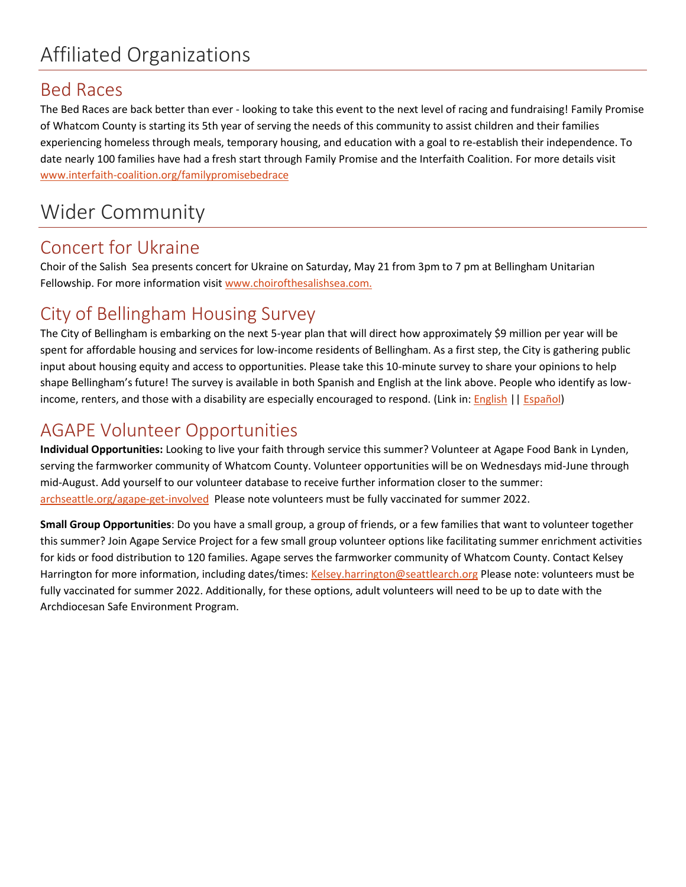# Affiliated Organizations

## Bed Races

The Bed Races are back better than ever - looking to take this event to the next level of racing and fundraising! Family Promise of Whatcom County is starting its 5th year of serving the needs of this community to assist children and their families experiencing homeless through meals, temporary housing, and education with a goal to re-establish their independence. To date nearly 100 families have had a fresh start through Family Promise and the Interfaith Coalition. For more details visit www.interfaith-coalition.org/familypromisebedrace

# Wider Community

## Concert for Ukraine

Choir of the Salish Sea presents concert for Ukraine on Saturday, May 21 from 3pm to 7 pm at Bellingham Unitarian Fellowship. For more information visit www.choirofthesalishsea.com.

## City of Bellingham Housing Survey

The City of Bellingham is embarking on the next 5-year plan that will direct how approximately $9 million per year will be spent for affordable housing and services for low-income residents of Bellingham. As a first step, the City is gathering public input about housing equity and access to opportunities. Please take this 10-minute survey to share your opinions to help shape Bellingham's future! The survey is available in both Spanish and English at the link above. People who identify as low-income, renters, and those with a disability are especially encouraged to respond. (Link in: English || Español)

## AGAPE Volunteer Opportunities

**Individual Opportunities:** Looking to live your faith through service this summer? Volunteer at Agape Food Bank in Lynden, serving the farmworker community of Whatcom County. Volunteer opportunities will be on Wednesdays mid-June through mid-August. Add yourself to our volunteer database to receive further information closer to the summer: archseattle.org/agape-get-involved Please note volunteers must be fully vaccinated for summer 2022.

**Small Group Opportunities**: Do you have a small group, a group of friends, or a few families that want to volunteer together this summer? Join Agape Service Project for a few small group volunteer options like facilitating summer enrichment activities for kids or food distribution to 120 families. Agape serves the farmworker community of Whatcom County. Contact Kelsey Harrington for more information, including dates/times: Kelsey.harrington@seattlearch.org Please note: volunteers must be fully vaccinated for summer 2022. Additionally, for these options, adult volunteers will need to be up to date with the Archdiocesan Safe Environment Program.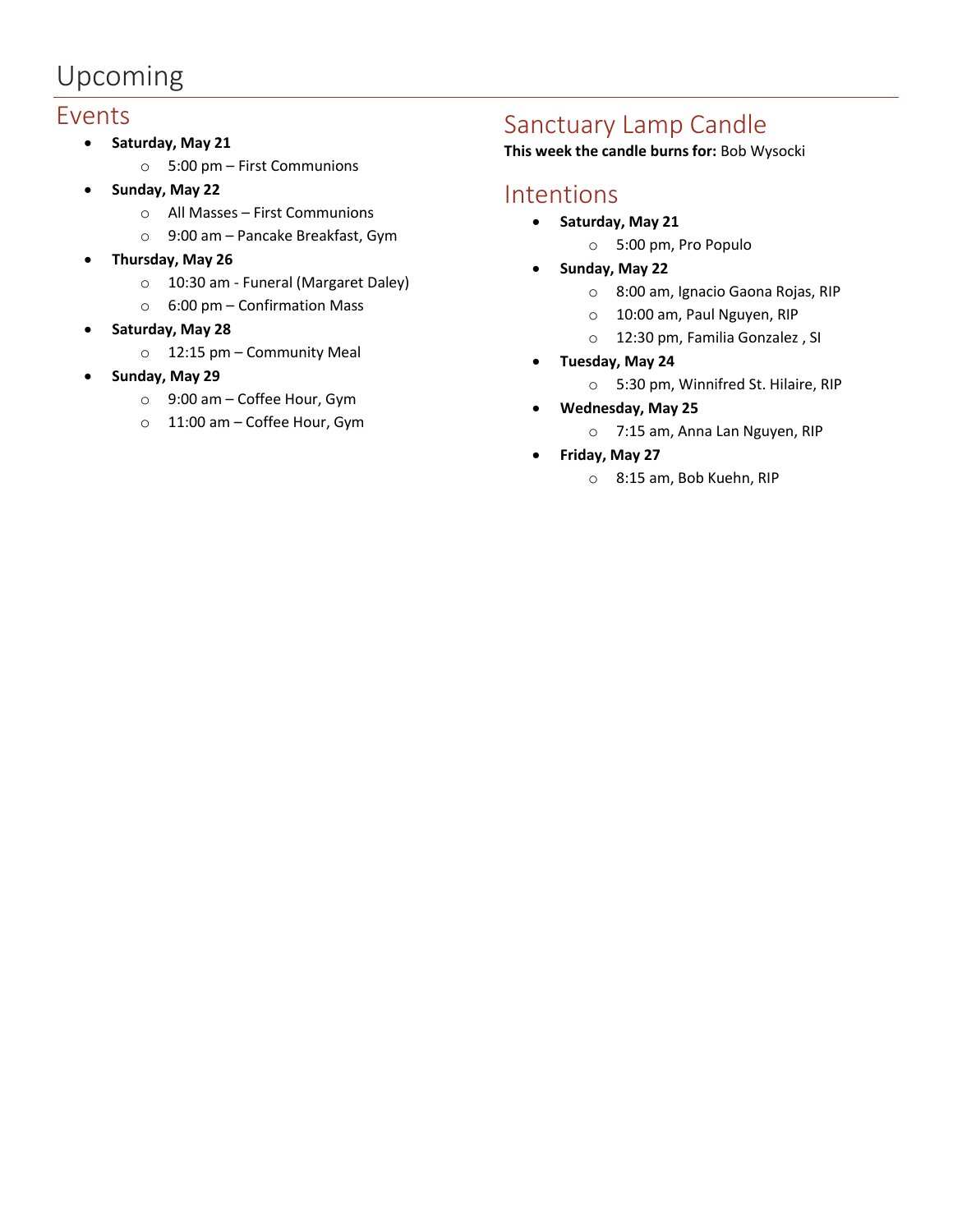# Upcoming

## Events

- **Saturday, May 21**
  - 5:00 pm – First Communions
- **Sunday, May 22**
  - All Masses – First Communions
  - 9:00 am – Pancake Breakfast, Gym
- **Thursday, May 26**
  - 10:30 am - Funeral (Margaret Daley)
  - 6:00 pm – Confirmation Mass
- **Saturday, May 28**
  - 12:15 pm – Community Meal
- **Sunday, May 29**
  - 9:00 am – Coffee Hour, Gym
  - 11:00 am – Coffee Hour, Gym

## Sanctuary Lamp Candle

**This week the candle burns for:** Bob Wysocki

## Intentions

- **Saturday, May 21**
  - 5:00 pm, Pro Populo
- **Sunday, May 22**
  - 8:00 am, Ignacio Gaona Rojas, RIP
  - 10:00 am, Paul Nguyen, RIP
  - 12:30 pm, Familia Gonzalez , SI
- **Tuesday, May 24**
  - 5:30 pm, Winnifred St. Hilaire, RIP
- **Wednesday, May 25**
  - 7:15 am, Anna Lan Nguyen, RIP
- **Friday, May 27**
  - 8:15 am, Bob Kuehn, RIP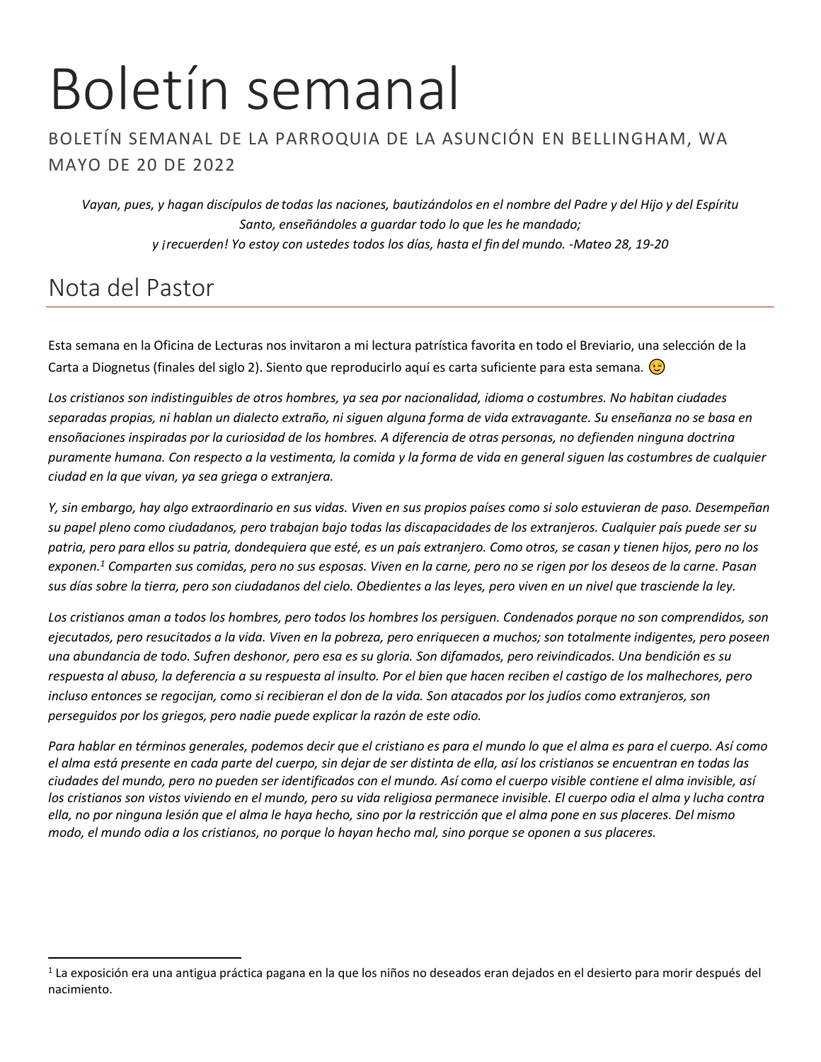# Boletín semanal

BOLETÍN SEMANAL DE LA PARROQUIA DE LA ASUNCIÓN EN BELLINGHAM, WA
MAYO DE 20 DE 2022

*Vayan, pues, y hagan discípulos de todas las naciones, bautizándolos en el nombre del Padre y del Hijo y del Espíritu Santo, enseñándoles a guardar todo lo que les he mandado;*
*y ¡recuerden! Yo estoy con ustedes todos los días, hasta el fin del mundo. -Mateo 28, 19-20*

## Nota del Pastor

Esta semana en la Oficina de Lecturas nos invitaron a mi lectura patrística favorita en todo el Breviario, una selección de la Carta a Diognetus (finales del siglo 2). Siento que reproducirlo aquí es carta suficiente para esta semana. 😉

*Los cristianos son indistinguibles de otros hombres, ya sea por nacionalidad, idioma o costumbres. No habitan ciudades separadas propias, ni hablan un dialecto extraño, ni siguen alguna forma de vida extravagante. Su enseñanza no se basa en ensoñaciones inspiradas por la curiosidad de los hombres. A diferencia de otras personas, no defienden ninguna doctrina puramente humana. Con respecto a la vestimenta, la comida y la forma de vida en general siguen las costumbres de cualquier ciudad en la que vivan, ya sea griega o extranjera.*

*Y, sin embargo, hay algo extraordinario en sus vidas. Viven en sus propios países como si solo estuvieran de paso. Desempeñan su papel pleno como ciudadanos, pero trabajan bajo todas las discapacidades de los extranjeros. Cualquier país puede ser su patria, pero para ellos su patria, dondequiera que esté, es un país extranjero. Como otros, se casan y tienen hijos, pero no los exponen.[1] Comparten sus comidas, pero no sus esposas. Viven en la carne, pero no se rigen por los deseos de la carne. Pasan sus días sobre la tierra, pero son ciudadanos del cielo. Obedientes a las leyes, pero viven en un nivel que trasciende la ley.*

*Los cristianos aman a todos los hombres, pero todos los hombres los persiguen. Condenados porque no son comprendidos, son ejecutados, pero resucitados a la vida. Viven en la pobreza, pero enriquecen a muchos; son totalmente indigentes, pero poseen una abundancia de todo. Sufren deshonor, pero esa es su gloria. Son difamados, pero reivindicados. Una bendición es su respuesta al abuso, la deferencia a su respuesta al insulto. Por el bien que hacen reciben el castigo de los malhechores, pero incluso entonces se regocijan, como si recibieran el don de la vida. Son atacados por los judíos como extranjeros, son perseguidos por los griegos, pero nadie puede explicar la razón de este odio.*

*Para hablar en términos generales, podemos decir que el cristiano es para el mundo lo que el alma es para el cuerpo. Así como el alma está presente en cada parte del cuerpo, sin dejar de ser distinta de ella, así los cristianos se encuentran en todas las ciudades del mundo, pero no pueden ser identificados con el mundo. Así como el cuerpo visible contiene el alma invisible, así los cristianos son vistos viviendo en el mundo, pero su vida religiosa permanece invisible. El cuerpo odia el alma y lucha contra ella, no por ninguna lesión que el alma le haya hecho, sino por la restricción que el alma pone en sus placeres. Del mismo modo, el mundo odia a los cristianos, no porque lo hayan hecho mal, sino porque se oponen a sus placeres.*

---

[1] La exposición era una antigua práctica pagana en la que los niños no deseados eran dejados en el desierto para morir después del nacimiento.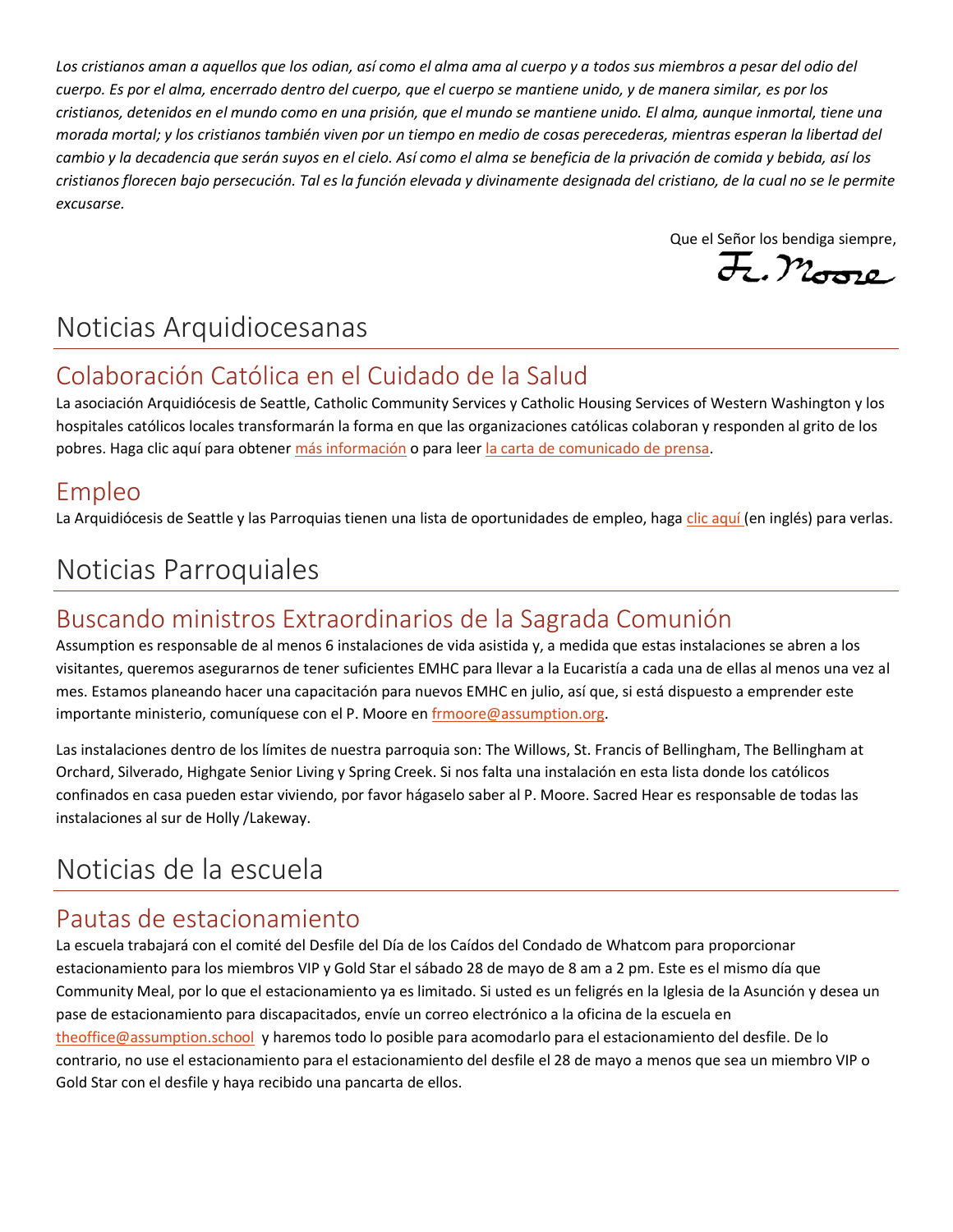*Los cristianos aman a aquellos que los odian, así como el alma ama al cuerpo y a todos sus miembros a pesar del odio del cuerpo. Es por el alma, encerrado dentro del cuerpo, que el cuerpo se mantiene unido, y de manera similar, es por los cristianos, detenidos en el mundo como en una prisión, que el mundo se mantiene unido. El alma, aunque inmortal, tiene una morada mortal; y los cristianos también viven por un tiempo en medio de cosas perecederas, mientras esperan la libertad del cambio y la decadencia que serán suyos en el cielo. Así como el alma se beneficia de la privación de comida y bebida, así los cristianos florecen bajo persecución. Tal es la función elevada y divinamente designada del cristiano, de la cual no se le permite excusarse.*

Que el Señor los bendiga siempre,

Fr. Moore

# Noticias Arquidiocesanas

## Colaboración Católica en el Cuidado de la Salud

La asociación Arquidiócesis de Seattle, Catholic Community Services y Catholic Housing Services of Western Washington y los hospitales católicos locales transformarán la forma en que las organizaciones católicas colaboran y responden al grito de los pobres. Haga clic aquí para obtener más información o para leer la carta de comunicado de prensa.

## Empleo

La Arquidiócesis de Seattle y las Parroquias tienen una lista de oportunidades de empleo, haga clic aquí (en inglés) para verlas.

# Noticias Parroquiales

## Buscando ministros Extraordinarios de la Sagrada Comunión

Assumption es responsable de al menos 6 instalaciones de vida asistida y, a medida que estas instalaciones se abren a los visitantes, queremos asegurarnos de tener suficientes EMHC para llevar a la Eucaristía a cada una de ellas al menos una vez al mes. Estamos planeando hacer una capacitación para nuevos EMHC en julio, así que, si está dispuesto a emprender este importante ministerio, comuníquese con el P. Moore en frmoore@assumption.org.

Las instalaciones dentro de los límites de nuestra parroquia son: The Willows, St. Francis of Bellingham, The Bellingham at Orchard, Silverado, Highgate Senior Living y Spring Creek. Si nos falta una instalación en esta lista donde los católicos confinados en casa pueden estar viviendo, por favor hágaselo saber al P. Moore. Sacred Hear es responsable de todas las instalaciones al sur de Holly /Lakeway.

# Noticias de la escuela

## Pautas de estacionamiento

La escuela trabajará con el comité del Desfile del Día de los Caídos del Condado de Whatcom para proporcionar estacionamiento para los miembros VIP y Gold Star el sábado 28 de mayo de 8 am a 2 pm. Este es el mismo día que Community Meal, por lo que el estacionamiento ya es limitado. Si usted es un feligrés en la Iglesia de la Asunción y desea un pase de estacionamiento para discapacitados, envíe un correo electrónico a la oficina de la escuela en theoffice@assumption.school y haremos todo lo posible para acomodarlo para el estacionamiento del desfile. De lo contrario, no use el estacionamiento para el estacionamiento del desfile el 28 de mayo a menos que sea un miembro VIP o Gold Star con el desfile y haya recibido una pancarta de ellos.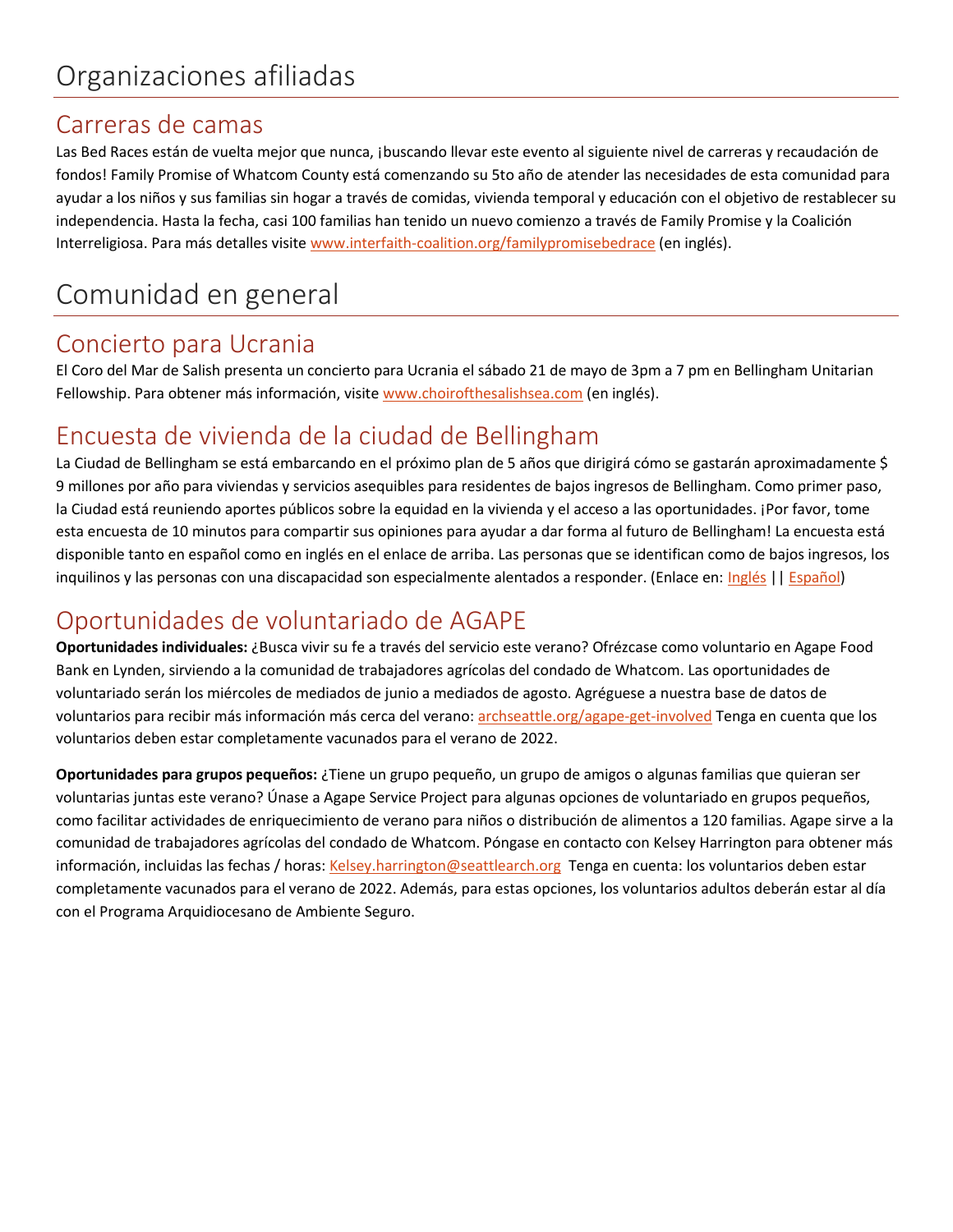# Organizaciones afiliadas

## Carreras de camas

Las Bed Races están de vuelta mejor que nunca, ¡buscando llevar este evento al siguiente nivel de carreras y recaudación de fondos! Family Promise of Whatcom County está comenzando su 5to año de atender las necesidades de esta comunidad para ayudar a los niños y sus familias sin hogar a través de comidas, vivienda temporal y educación con el objetivo de restablecer su independencia. Hasta la fecha, casi 100 familias han tenido un nuevo comienzo a través de Family Promise y la Coalición Interreligiosa. Para más detalles visite www.interfaith-coalition.org/familypromisebedrace (en inglés).

# Comunidad en general

## Concierto para Ucrania

El Coro del Mar de Salish presenta un concierto para Ucrania el sábado 21 de mayo de 3pm a 7 pm en Bellingham Unitarian Fellowship. Para obtener más información, visite www.choirofthesalishsea.com (en inglés).

## Encuesta de vivienda de la ciudad de Bellingham

La Ciudad de Bellingham se está embarcando en el próximo plan de 5 años que dirigirá cómo se gastarán aproximadamente $ 9 millones por año para viviendas y servicios asequibles para residentes de bajos ingresos de Bellingham. Como primer paso, la Ciudad está reuniendo aportes públicos sobre la equidad en la vivienda y el acceso a las oportunidades. ¡Por favor, tome esta encuesta de 10 minutos para compartir sus opiniones para ayudar a dar forma al futuro de Bellingham! La encuesta está disponible tanto en español como en inglés en el enlace de arriba. Las personas que se identifican como de bajos ingresos, los inquilinos y las personas con una discapacidad son especialmente alentados a responder. (Enlace en: Inglés || Español)

## Oportunidades de voluntariado de AGAPE

**Oportunidades individuales:** ¿Busca vivir su fe a través del servicio este verano? Ofrézcase como voluntario en Agape Food Bank en Lynden, sirviendo a la comunidad de trabajadores agrícolas del condado de Whatcom. Las oportunidades de voluntariado serán los miércoles de mediados de junio a mediados de agosto. Agréguese a nuestra base de datos de voluntarios para recibir más información más cerca del verano: archseattle.org/agape-get-involved Tenga en cuenta que los voluntarios deben estar completamente vacunados para el verano de 2022.

**Oportunidades para grupos pequeños:** ¿Tiene un grupo pequeño, un grupo de amigos o algunas familias que quieran ser voluntarias juntas este verano? Únase a Agape Service Project para algunas opciones de voluntariado en grupos pequeños, como facilitar actividades de enriquecimiento de verano para niños o distribución de alimentos a 120 familias. Agape sirve a la comunidad de trabajadores agrícolas del condado de Whatcom. Póngase en contacto con Kelsey Harrington para obtener más información, incluidas las fechas / horas: Kelsey.harrington@seattlearch.org Tenga en cuenta: los voluntarios deben estar completamente vacunados para el verano de 2022. Además, para estas opciones, los voluntarios adultos deberán estar al día con el Programa Arquidiocesano de Ambiente Seguro.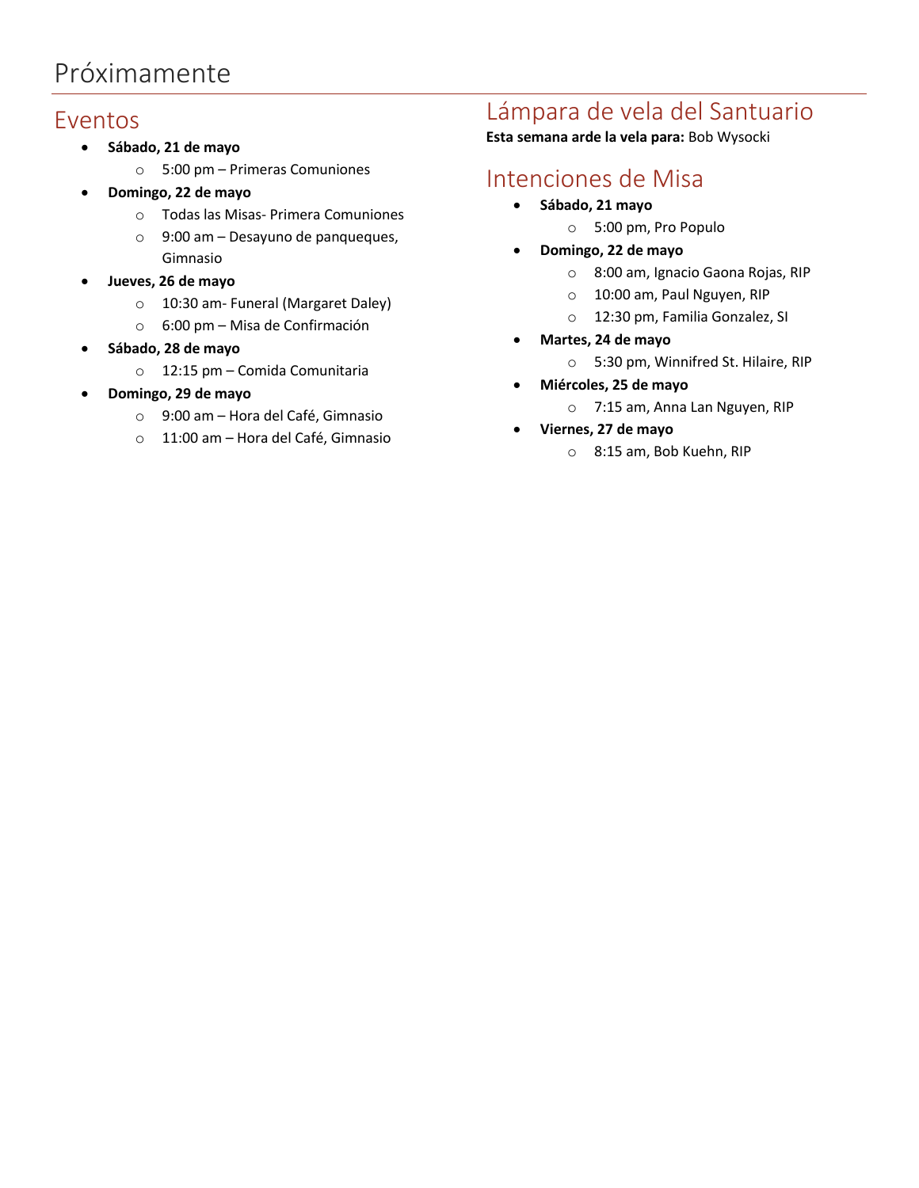# Próximamente

## Eventos

- **Sábado, 21 de mayo**
  - 5:00 pm – Primeras Comuniones
- **Domingo, 22 de mayo**
  - Todas las Misas- Primera Comuniones
  - 9:00 am – Desayuno de panqueques, Gimnasio
- **Jueves, 26 de mayo**
  - 10:30 am- Funeral (Margaret Daley)
  - 6:00 pm – Misa de Confirmación
- **Sábado, 28 de mayo**
  - 12:15 pm – Comida Comunitaria
- **Domingo, 29 de mayo**
  - 9:00 am – Hora del Café, Gimnasio
  - 11:00 am – Hora del Café, Gimnasio

## Lámpara de vela del Santuario

**Esta semana arde la vela para:** Bob Wysocki

## Intenciones de Misa

- **Sábado, 21 mayo**
  - 5:00 pm, Pro Populo
- **Domingo, 22 de mayo**
  - 8:00 am, Ignacio Gaona Rojas, RIP
  - 10:00 am, Paul Nguyen, RIP
  - 12:30 pm, Familia Gonzalez, SI
- **Martes, 24 de mayo**
  - 5:30 pm, Winnifred St. Hilaire, RIP
- **Miércoles, 25 de mayo**
  - 7:15 am, Anna Lan Nguyen, RIP
- **Viernes, 27 de mayo**
  - 8:15 am, Bob Kuehn, RIP